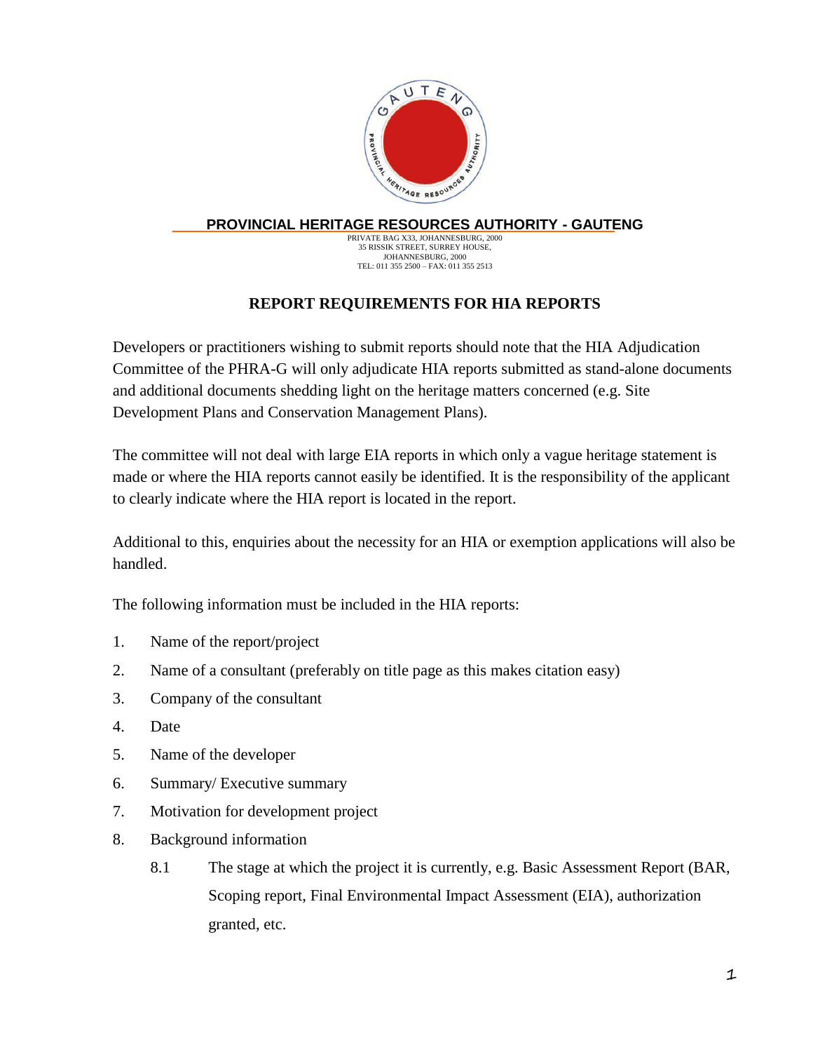**PROVINCIAL HERITAGE RESOURCES AUTHORITY - GAUTENG**

PRIVATE BAG X33, JOHANNESBURG, 2000
35 RISSIK STREET, SURREY HOUSE,
JOHANNESBURG, 2000
TEL: 011 355 2500 – FAX: 011 355 2513

# REPORT REQUIREMENTS FOR HIA REPORTS

Developers or practitioners wishing to submit reports should note that the HIA Adjudication Committee of the PHRA-G will only adjudicate HIA reports submitted as stand-alone documents and additional documents shedding light on the heritage matters concerned (e.g. Site Development Plans and Conservation Management Plans).

The committee will not deal with large EIA reports in which only a vague heritage statement is made or where the HIA reports cannot easily be identified. It is the responsibility of the applicant to clearly indicate where the HIA report is located in the report.

Additional to this, enquiries about the necessity for an HIA or exemption applications will also be handled.

The following information must be included in the HIA reports:

1. Name of the report/project
2. Name of a consultant (preferably on title page as this makes citation easy)
3. Company of the consultant
4. Date
5. Name of the developer
6. Summary/ Executive summary
7. Motivation for development project
8. Background information
   - 8.1 The stage at which the project it is currently, e.g. Basic Assessment Report (BAR, Scoping report, Final Environmental Impact Assessment (EIA), authorization granted, etc.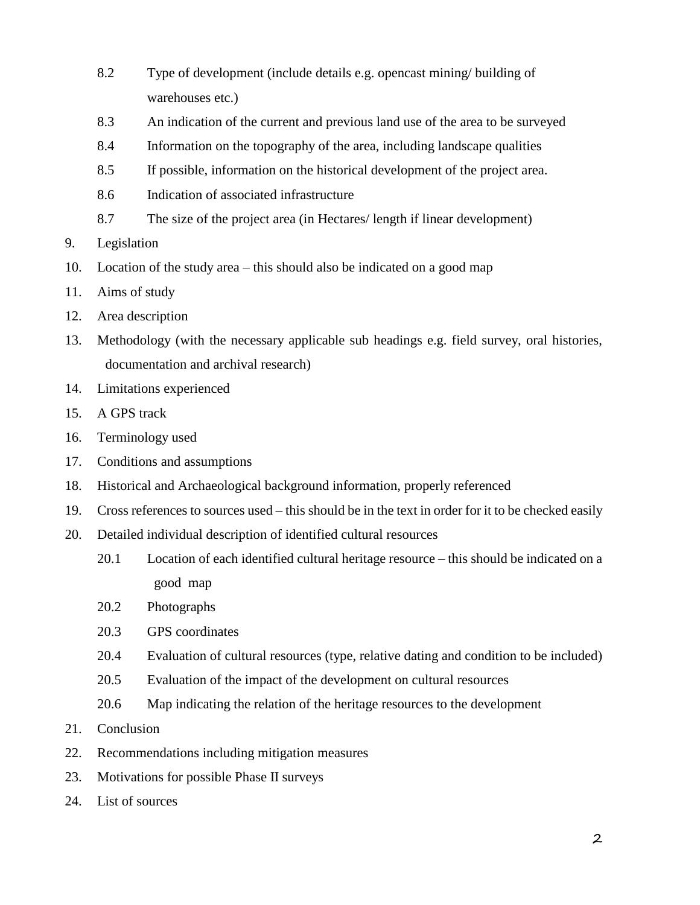- 8.2 Type of development (include details e.g. opencast mining/ building of warehouses etc.)
- 8.3 An indication of the current and previous land use of the area to be surveyed
- 8.4 Information on the topography of the area, including landscape qualities
- 8.5 If possible, information on the historical development of the project area.
- 8.6 Indication of associated infrastructure
- 8.7 The size of the project area (in Hectares/ length if linear development)

9. Legislation
10. Location of the study area – this should also be indicated on a good map
11. Aims of study
12. Area description
13. Methodology (with the necessary applicable sub headings e.g. field survey, oral histories, documentation and archival research)
14. Limitations experienced
15. A GPS track
16. Terminology used
17. Conditions and assumptions
18. Historical and Archaeological background information, properly referenced
19. Cross references to sources used – this should be in the text in order for it to be checked easily
20. Detailed individual description of identified cultural resources
    - 20.1 Location of each identified cultural heritage resource – this should be indicated on a good map
    - 20.2 Photographs
    - 20.3 GPS coordinates
    - 20.4 Evaluation of cultural resources (type, relative dating and condition to be included)
    - 20.5 Evaluation of the impact of the development on cultural resources
    - 20.6 Map indicating the relation of the heritage resources to the development
21. Conclusion
22. Recommendations including mitigation measures
23. Motivations for possible Phase II surveys
24. List of sources